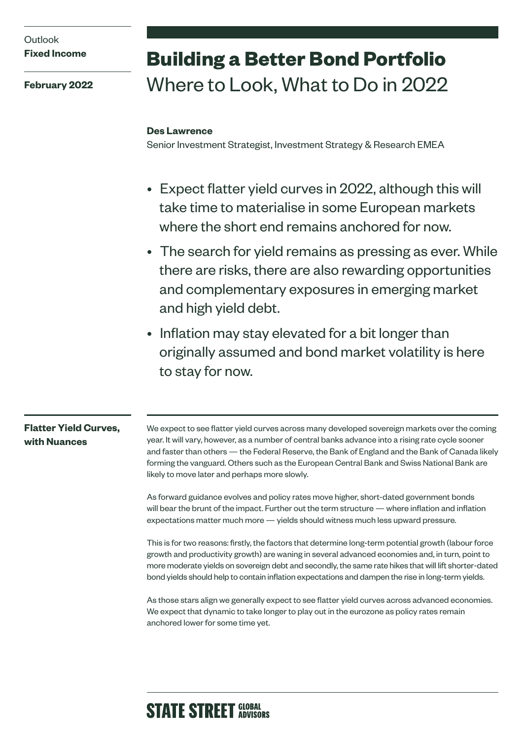Outlook
**Fixed Income**

**February 2022**

# Building a Better Bond Portfolio

## Where to Look, What to Do in 2022

**Des Lawrence**
Senior Investment Strategist, Investment Strategy & Research EMEA

- Expect flatter yield curves in 2022, although this will take time to materialise in some European markets where the short end remains anchored for now.
- The search for yield remains as pressing as ever. While there are risks, there are also rewarding opportunities and complementary exposures in emerging market and high yield debt.
- Inflation may stay elevated for a bit longer than originally assumed and bond market volatility is here to stay for now.

### Flatter Yield Curves, with Nuances

We expect to see flatter yield curves across many developed sovereign markets over the coming year. It will vary, however, as a number of central banks advance into a rising rate cycle sooner and faster than others — the Federal Reserve, the Bank of England and the Bank of Canada likely forming the vanguard. Others such as the European Central Bank and Swiss National Bank are likely to move later and perhaps more slowly.

As forward guidance evolves and policy rates move higher, short-dated government bonds will bear the brunt of the impact. Further out the term structure — where inflation and inflation expectations matter much more — yields should witness much less upward pressure.

This is for two reasons: firstly, the factors that determine long-term potential growth (labour force growth and productivity growth) are waning in several advanced economies and, in turn, point to more moderate yields on sovereign debt and secondly, the same rate hikes that will lift shorter-dated bond yields should help to contain inflation expectations and dampen the rise in long-term yields.

As those stars align we generally expect to see flatter yield curves across advanced economies. We expect that dynamic to take longer to play out in the eurozone as policy rates remain anchored lower for some time yet.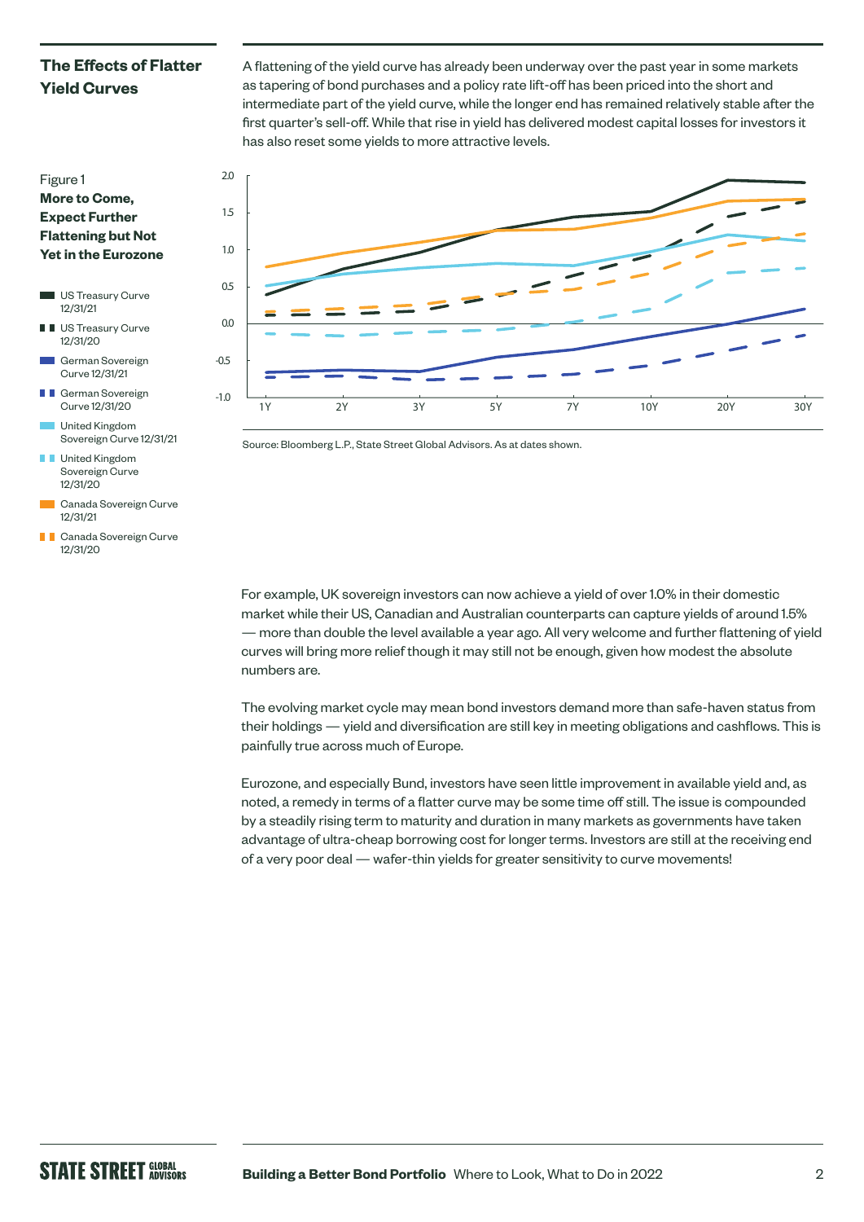## The Effects of Flatter Yield Curves

A flattening of the yield curve has already been underway over the past year in some markets as tapering of bond purchases and a policy rate lift-off has been priced into the short and intermediate part of the yield curve, while the longer end has remained relatively stable after the first quarter's sell-off. While that rise in yield has delivered modest capital losses for investors it has also reset some yields to more attractive levels.

Figure 1
**More to Come, Expect Further Flattening but Not Yet in the Eurozone**

- US Treasury Curve 12/31/21
- US Treasury Curve 12/31/20
- German Sovereign Curve 12/31/21
- German Sovereign Curve 12/31/20
- United Kingdom Sovereign Curve 12/31/21
- United Kingdom Sovereign Curve 12/31/20
- Canada Sovereign Curve 12/31/21
- Canada Sovereign Curve 12/31/20

Source: Bloomberg L.P., State Street Global Advisors. As at dates shown.

For example, UK sovereign investors can now achieve a yield of over 1.0% in their domestic market while their US, Canadian and Australian counterparts can capture yields of around 1.5% — more than double the level available a year ago. All very welcome and further flattening of yield curves will bring more relief though it may still not be enough, given how modest the absolute numbers are.

The evolving market cycle may mean bond investors demand more than safe-haven status from their holdings — yield and diversification are still key in meeting obligations and cashflows. This is painfully true across much of Europe.

Eurozone, and especially Bund, investors have seen little improvement in available yield and, as noted, a remedy in terms of a flatter curve may be some time off still. The issue is compounded by a steadily rising term to maturity and duration in many markets as governments have taken advantage of ultra-cheap borrowing cost for longer terms. Investors are still at the receiving end of a very poor deal — wafer-thin yields for greater sensitivity to curve movements!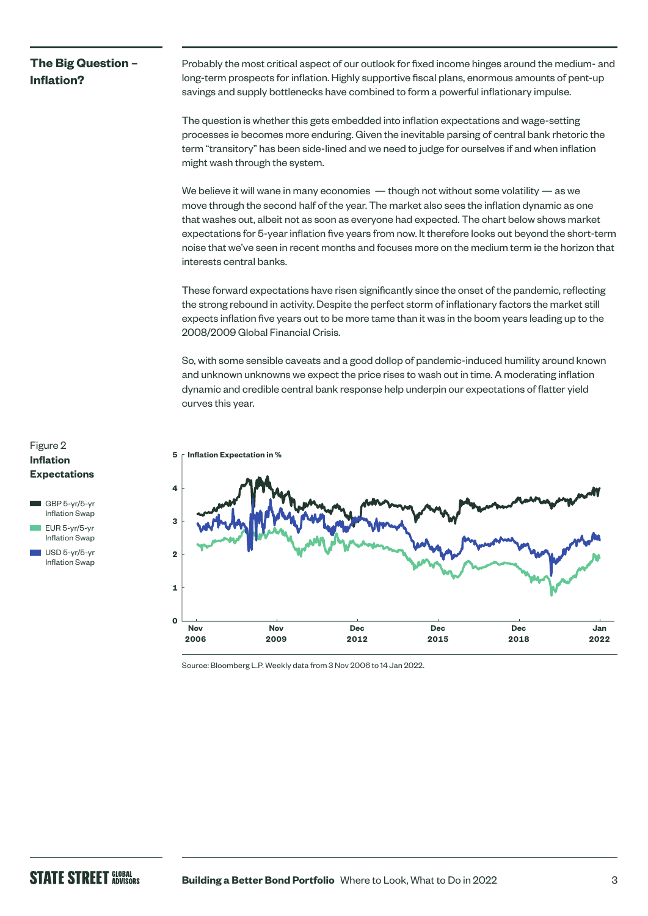## The Big Question – Inflation?

Probably the most critical aspect of our outlook for fixed income hinges around the medium- and long-term prospects for inflation. Highly supportive fiscal plans, enormous amounts of pent-up savings and supply bottlenecks have combined to form a powerful inflationary impulse.

The question is whether this gets embedded into inflation expectations and wage-setting processes ie becomes more enduring. Given the inevitable parsing of central bank rhetoric the term "transitory" has been side-lined and we need to judge for ourselves if and when inflation might wash through the system.

We believe it will wane in many economies — though not without some volatility — as we move through the second half of the year. The market also sees the inflation dynamic as one that washes out, albeit not as soon as everyone had expected. The chart below shows market expectations for 5-year inflation five years from now. It therefore looks out beyond the short-term noise that we've seen in recent months and focuses more on the medium term ie the horizon that interests central banks.

These forward expectations have risen significantly since the onset of the pandemic, reflecting the strong rebound in activity. Despite the perfect storm of inflationary factors the market still expects inflation five years out to be more tame than it was in the boom years leading up to the 2008/2009 Global Financial Crisis.

So, with some sensible caveats and a good dollop of pandemic-induced humility around known and unknown unknowns we expect the price rises to wash out in time. A moderating inflation dynamic and credible central bank response help underpin our expectations of flatter yield curves this year.

Figure 2
**Inflation Expectations**

- GBP 5-yr/5-yr Inflation Swap
- EUR 5-yr/5-yr Inflation Swap
- USD 5-yr/5-yr Inflation Swap

**Inflation Expectation in %**

Source: Bloomberg L.P. Weekly data from 3 Nov 2006 to 14 Jan 2022.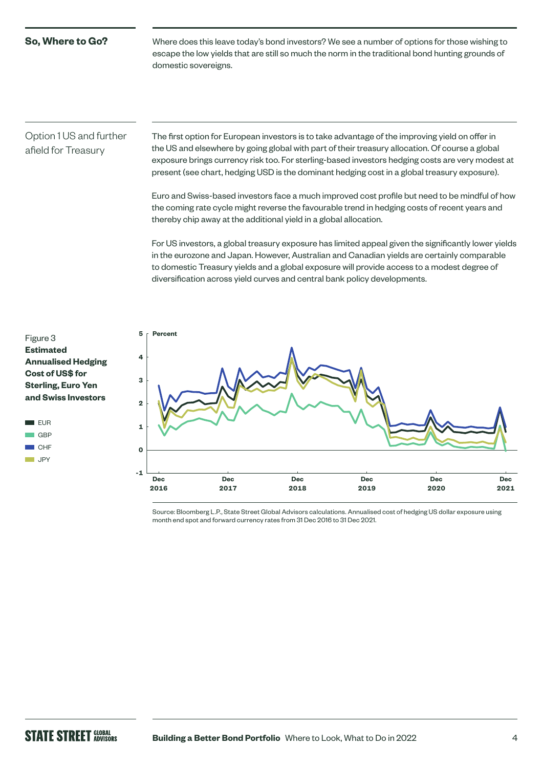## So, Where to Go?

Where does this leave today's bond investors? We see a number of options for those wishing to escape the low yields that are still so much the norm in the traditional bond hunting grounds of domestic sovereigns.

### Option 1 US and further afield for Treasury

The first option for European investors is to take advantage of the improving yield on offer in the US and elsewhere by going global with part of their treasury allocation. Of course a global exposure brings currency risk too. For sterling-based investors hedging costs are very modest at present (see chart, hedging USD is the dominant hedging cost in a global treasury exposure).

Euro and Swiss-based investors face a much improved cost profile but need to be mindful of how the coming rate cycle might reverse the favourable trend in hedging costs of recent years and thereby chip away at the additional yield in a global allocation.

For US investors, a global treasury exposure has limited appeal given the significantly lower yields in the eurozone and Japan. However, Australian and Canadian yields are certainly comparable to domestic Treasury yields and a global exposure will provide access to a modest degree of diversification across yield curves and central bank policy developments.

Figure 3
**Estimated Annualised Hedging Cost of US$ for Sterling, Euro Yen and Swiss Investors**

Source: Bloomberg L.P., State Street Global Advisors calculations. Annualised cost of hedging US dollar exposure using month end spot and forward currency rates from 31 Dec 2016 to 31 Dec 2021.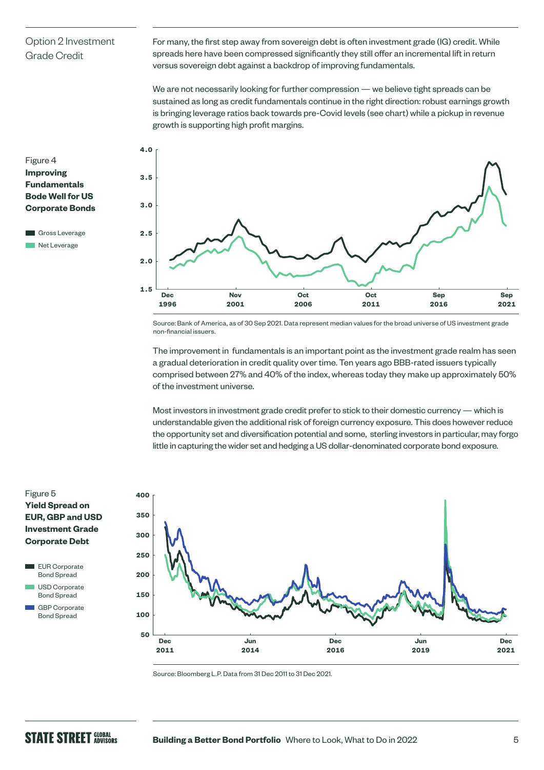## Option 2 Investment Grade Credit

For many, the first step away from sovereign debt is often investment grade (IG) credit. While spreads here have been compressed significantly they still offer an incremental lift in return versus sovereign debt against a backdrop of improving fundamentals.

We are not necessarily looking for further compression — we believe tight spreads can be sustained as long as credit fundamentals continue in the right direction: robust earnings growth is bringing leverage ratios back towards pre-Covid levels (see chart) while a pickup in revenue growth is supporting high profit margins.

Figure 4
**Improving Fundamentals Bode Well for US Corporate Bonds**

Gross Leverage
Net Leverage

Source: Bank of America, as of 30 Sep 2021. Data represent median values for the broad universe of US investment grade non-financial issuers.

The improvement in fundamentals is an important point as the investment grade realm has seen a gradual deterioration in credit quality over time. Ten years ago BBB-rated issuers typically comprised between 27% and 40% of the index, whereas today they make up approximately 50% of the investment universe.

Most investors in investment grade credit prefer to stick to their domestic currency — which is understandable given the additional risk of foreign currency exposure. This does however reduce the opportunity set and diversification potential and some, sterling investors in particular, may forgo little in capturing the wider set and hedging a US dollar-denominated corporate bond exposure.

Figure 5
**Yield Spread on EUR, GBP and USD Investment Grade Corporate Debt**

EUR Corporate Bond Spread
USD Corporate Bond Spread
GBP Corporate Bond Spread

Source: Bloomberg L.P. Data from 31 Dec 2011 to 31 Dec 2021.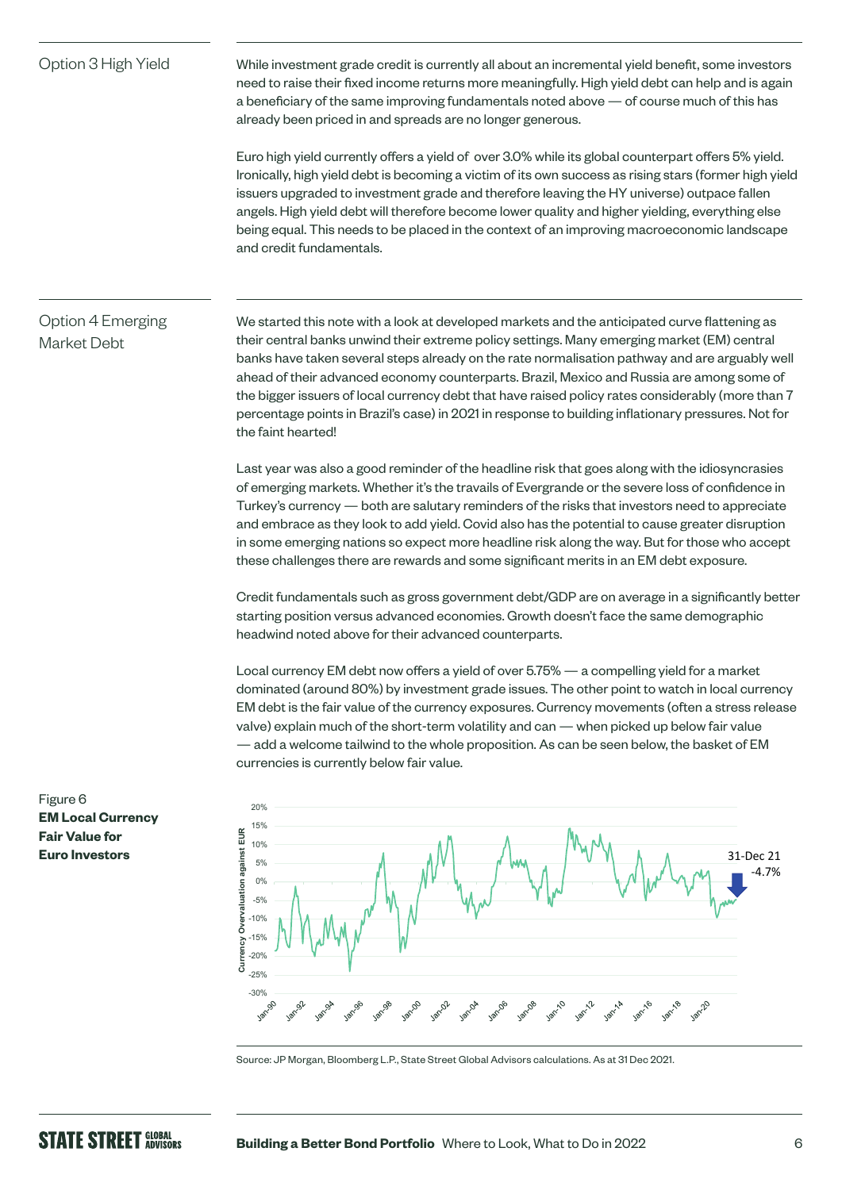## Option 3 High Yield

While investment grade credit is currently all about an incremental yield benefit, some investors need to raise their fixed income returns more meaningfully. High yield debt can help and is again a beneficiary of the same improving fundamentals noted above — of course much of this has already been priced in and spreads are no longer generous.

Euro high yield currently offers a yield of over 3.0% while its global counterpart offers 5% yield. Ironically, high yield debt is becoming a victim of its own success as rising stars (former high yield issuers upgraded to investment grade and therefore leaving the HY universe) outpace fallen angels. High yield debt will therefore become lower quality and higher yielding, everything else being equal. This needs to be placed in the context of an improving macroeconomic landscape and credit fundamentals.

## Option 4 Emerging Market Debt

We started this note with a look at developed markets and the anticipated curve flattening as their central banks unwind their extreme policy settings. Many emerging market (EM) central banks have taken several steps already on the rate normalisation pathway and are arguably well ahead of their advanced economy counterparts. Brazil, Mexico and Russia are among some of the bigger issuers of local currency debt that have raised policy rates considerably (more than 7 percentage points in Brazil's case) in 2021 in response to building inflationary pressures. Not for the faint hearted!

Last year was also a good reminder of the headline risk that goes along with the idiosyncrasies of emerging markets. Whether it's the travails of Evergrande or the severe loss of confidence in Turkey's currency — both are salutary reminders of the risks that investors need to appreciate and embrace as they look to add yield. Covid also has the potential to cause greater disruption in some emerging nations so expect more headline risk along the way. But for those who accept these challenges there are rewards and some significant merits in an EM debt exposure.

Credit fundamentals such as gross government debt/GDP are on average in a significantly better starting position versus advanced economies. Growth doesn't face the same demographic headwind noted above for their advanced counterparts.

Local currency EM debt now offers a yield of over 5.75% — a compelling yield for a market dominated (around 80%) by investment grade issues. The other point to watch in local currency EM debt is the fair value of the currency exposures. Currency movements (often a stress release valve) explain much of the short-term volatility and can — when picked up below fair value — add a welcome tailwind to the whole proposition. As can be seen below, the basket of EM currencies is currently below fair value.

Figure 6
**EM Local Currency Fair Value for Euro Investors**

Source: JP Morgan, Bloomberg L.P., State Street Global Advisors calculations. As at 31 Dec 2021.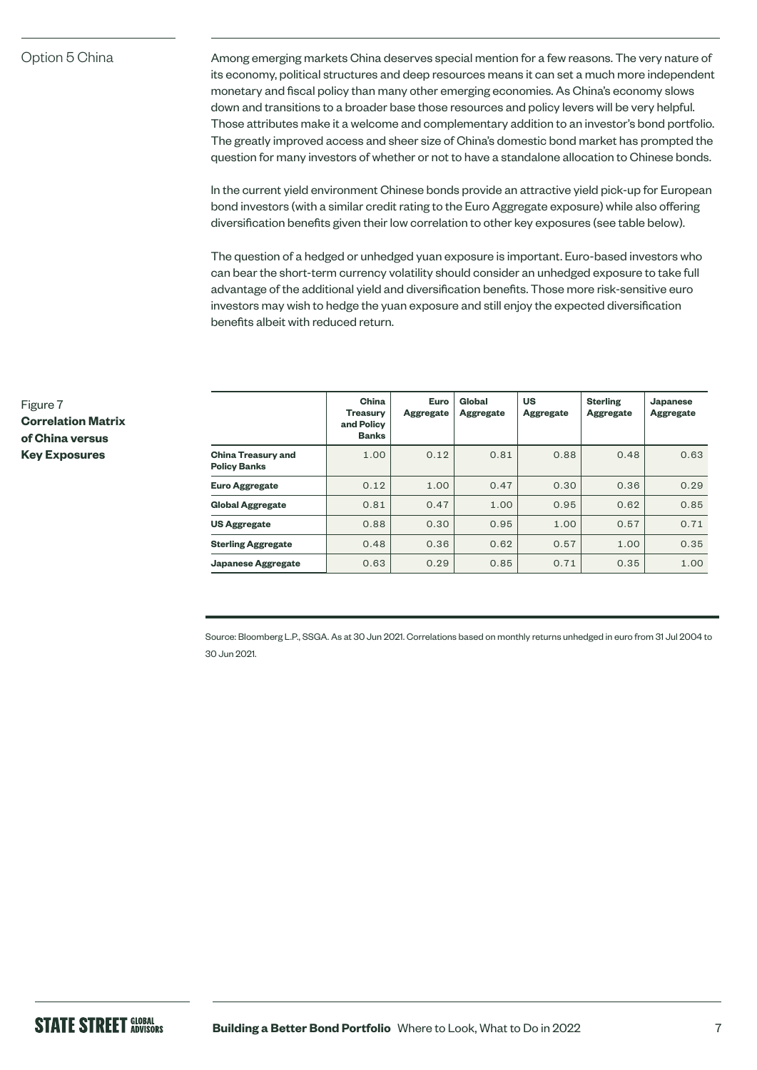## Option 5 China

Among emerging markets China deserves special mention for a few reasons. The very nature of its economy, political structures and deep resources means it can set a much more independent monetary and fiscal policy than many other emerging economies. As China's economy slows down and transitions to a broader base those resources and policy levers will be very helpful. Those attributes make it a welcome and complementary addition to an investor's bond portfolio. The greatly improved access and sheer size of China's domestic bond market has prompted the question for many investors of whether or not to have a standalone allocation to Chinese bonds.

In the current yield environment Chinese bonds provide an attractive yield pick-up for European bond investors (with a similar credit rating to the Euro Aggregate exposure) while also offering diversification benefits given their low correlation to other key exposures (see table below).

The question of a hedged or unhedged yuan exposure is important. Euro-based investors who can bear the short-term currency volatility should consider an unhedged exposure to take full advantage of the additional yield and diversification benefits. Those more risk-sensitive euro investors may wish to hedge the yuan exposure and still enjoy the expected diversification benefits albeit with reduced return.

Figure 7
**Correlation Matrix of China versus Key Exposures**

| | China Treasury and Policy Banks | Euro Aggregate | Global Aggregate | US Aggregate | Sterling Aggregate | Japanese Aggregate |
|---|---|---|---|---|---|---|
| **China Treasury and Policy Banks** | 1.00 | 0.12 | 0.81 | 0.88 | 0.48 | 0.63 |
| **Euro Aggregate** | 0.12 | 1.00 | 0.47 | 0.30 | 0.36 | 0.29 |
| **Global Aggregate** | 0.81 | 0.47 | 1.00 | 0.95 | 0.62 | 0.85 |
| **US Aggregate** | 0.88 | 0.30 | 0.95 | 1.00 | 0.57 | 0.71 |
| **Sterling Aggregate** | 0.48 | 0.36 | 0.62 | 0.57 | 1.00 | 0.35 |
| **Japanese Aggregate** | 0.63 | 0.29 | 0.85 | 0.71 | 0.35 | 1.00 |

Source: Bloomberg L.P., SSGA. As at 30 Jun 2021. Correlations based on monthly returns unhedged in euro from 31 Jul 2004 to 30 Jun 2021.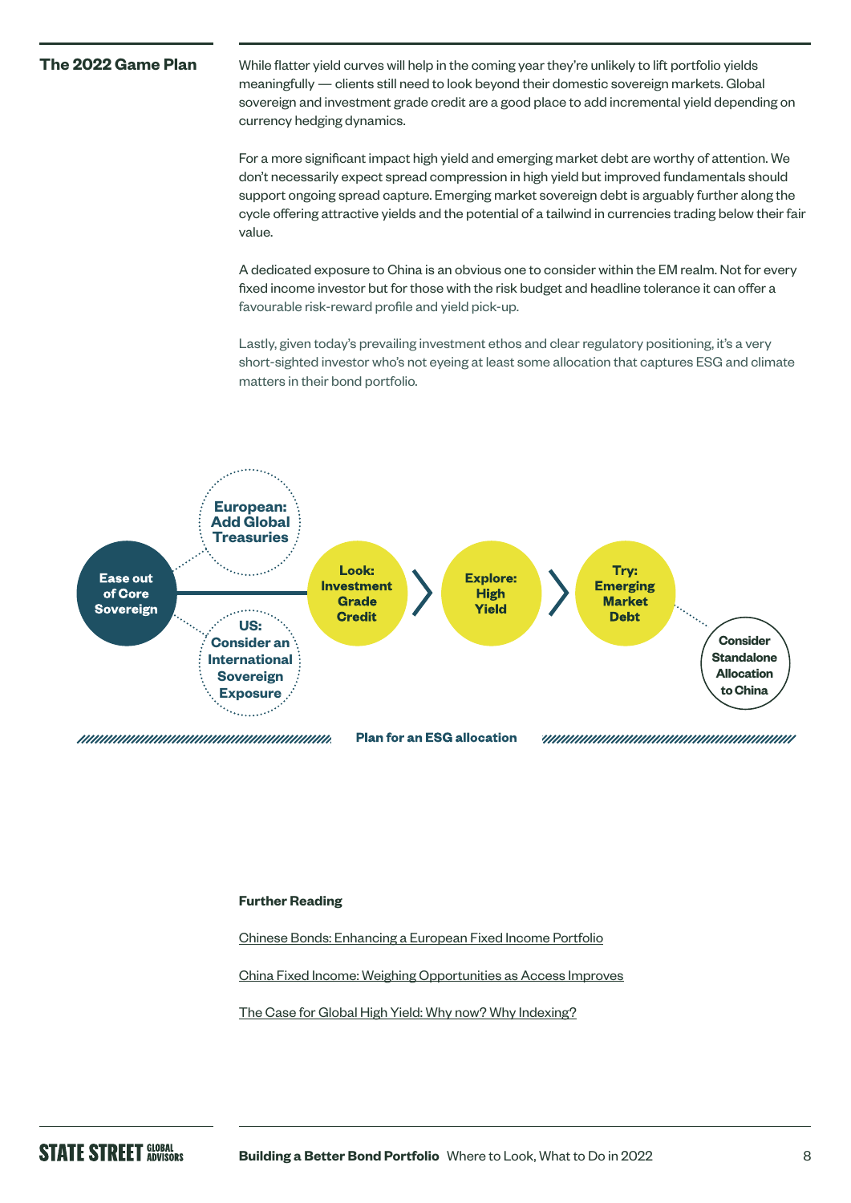## The 2022 Game Plan

While flatter yield curves will help in the coming year they're unlikely to lift portfolio yields meaningfully — clients still need to look beyond their domestic sovereign markets. Global sovereign and investment grade credit are a good place to add incremental yield depending on currency hedging dynamics.

For a more significant impact high yield and emerging market debt are worthy of attention. We don't necessarily expect spread compression in high yield but improved fundamentals should support ongoing spread capture. Emerging market sovereign debt is arguably further along the cycle offering attractive yields and the potential of a tailwind in currencies trading below their fair value.

A dedicated exposure to China is an obvious one to consider within the EM realm. Not for every fixed income investor but for those with the risk budget and headline tolerance it can offer a favourable risk-reward profile and yield pick-up.

Lastly, given today's prevailing investment ethos and clear regulatory positioning, it's a very short-sighted investor who's not eyeing at least some allocation that captures ESG and climate matters in their bond portfolio.

Ease out of Core Sovereign

European: Add Global Treasuries

US: Consider an International Sovereign Exposure

Look: Investment Grade Credit

Explore: High Yield

Try: Emerging Market Debt

Consider Standalone Allocation to China

Plan for an ESG allocation

**Further Reading**

Chinese Bonds: Enhancing a European Fixed Income Portfolio

China Fixed Income: Weighing Opportunities as Access Improves

The Case for Global High Yield: Why now? Why Indexing?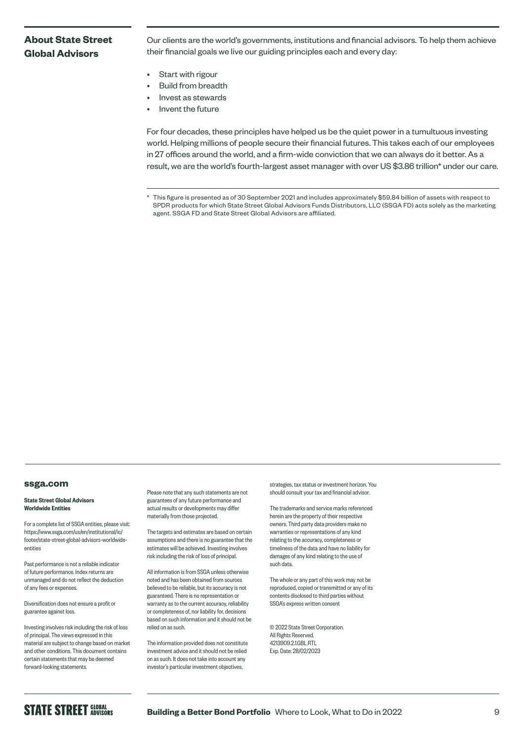## About State Street Global Advisors

Our clients are the world's governments, institutions and financial advisors. To help them achieve their financial goals we live our guiding principles each and every day:

- Start with rigour
- Build from breadth
- Invest as stewards
- Invent the future

For four decades, these principles have helped us be the quiet power in a tumultuous investing world. Helping millions of people secure their financial futures. This takes each of our employees in 27 offices around the world, and a firm-wide conviction that we can always do it better. As a result, we are the world's fourth-largest asset manager with over US $3.86 trillion* under our care.

\* This figure is presented as of 30 September 2021 and includes approximately $59.84 billion of assets with respect to SPDR products for which State Street Global Advisors Funds Distributors, LLC (SSGA FD) acts solely as the marketing agent. SSGA FD and State Street Global Advisors are affiliated.

**ssga.com**

**State Street Global Advisors Worldwide Entities**

For a complete list of SSGA entities, please visit: https://www.ssga.com/us/en/institutional/ic/footer/state-street-global-advisors-worldwide-entities

Past performance is not a reliable indicator of future performance. Index returns are unmanaged and do not reflect the deduction of any fees or expenses.

Diversification does not ensure a profit or guarantee against loss.

Investing involves risk including the risk of loss of principal. The views expressed in this material are subject to change based on market and other conditions. This document contains certain statements that may be deemed forward-looking statements.

Please note that any such statements are not guarantees of any future performance and actual results or developments may differ materially from those projected.

The targets and estimates are based on certain assumptions and there is no guarantee that the estimates will be achieved. Investing involves risk including the risk of loss of principal.

All information is from SSGA unless otherwise noted and has been obtained from sources believed to be reliable, but its accuracy is not guaranteed. There is no representation or warranty as to the current accuracy, reliability or completeness of, nor liability for, decisions based on such information and it should not be relied on as such.

The information provided does not constitute investment advice and it should not be relied on as such. It does not take into account any investor's particular investment objectives, strategies, tax status or investment horizon. You should consult your tax and financial advisor.

The trademarks and service marks referenced herein are the property of their respective owners. Third party data providers make no warranties or representations of any kind relating to the accuracy, completeness or timeliness of the data and have no liability for damages of any kind relating to the use of such data.

The whole or any part of this work may not be reproduced, copied or transmitted or any of its contents disclosed to third parties without SSGA's express written consent

© 2022 State Street Corporation.
All Rights Reserved.
4213909.2.1.GBL.RTL
Exp. Date: 28/02/2023